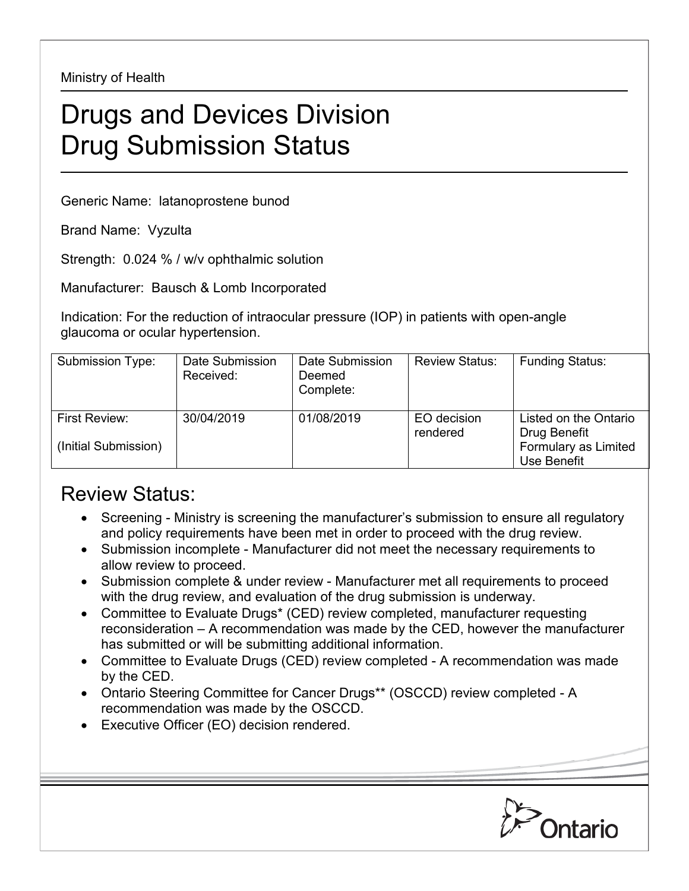Ministry of Health

# Drugs and Devices Division
# Drug Submission Status

Generic Name: latanoprostene bunod

Brand Name: Vyzulta

Strength: 0.024 % / w/v ophthalmic solution

Manufacturer: Bausch & Lomb Incorporated

Indication: For the reduction of intraocular pressure (IOP) in patients with open-angle glaucoma or ocular hypertension.

| Submission Type: | Date Submission Received: | Date Submission Deemed Complete: | Review Status: | Funding Status: |
|---|---|---|---|---|
| First Review: (Initial Submission) | 30/04/2019 | 01/08/2019 | EO decision rendered | Listed on the Ontario Drug Benefit Formulary as Limited Use Benefit |

## Review Status:

- Screening - Ministry is screening the manufacturer's submission to ensure all regulatory and policy requirements have been met in order to proceed with the drug review.
- Submission incomplete - Manufacturer did not meet the necessary requirements to allow review to proceed.
- Submission complete & under review - Manufacturer met all requirements to proceed with the drug review, and evaluation of the drug submission is underway.
- Committee to Evaluate Drugs* (CED) review completed, manufacturer requesting reconsideration – A recommendation was made by the CED, however the manufacturer has submitted or will be submitting additional information.
- Committee to Evaluate Drugs (CED) review completed - A recommendation was made by the CED.
- Ontario Steering Committee for Cancer Drugs** (OSCCD) review completed - A recommendation was made by the OSCCD.
- Executive Officer (EO) decision rendered.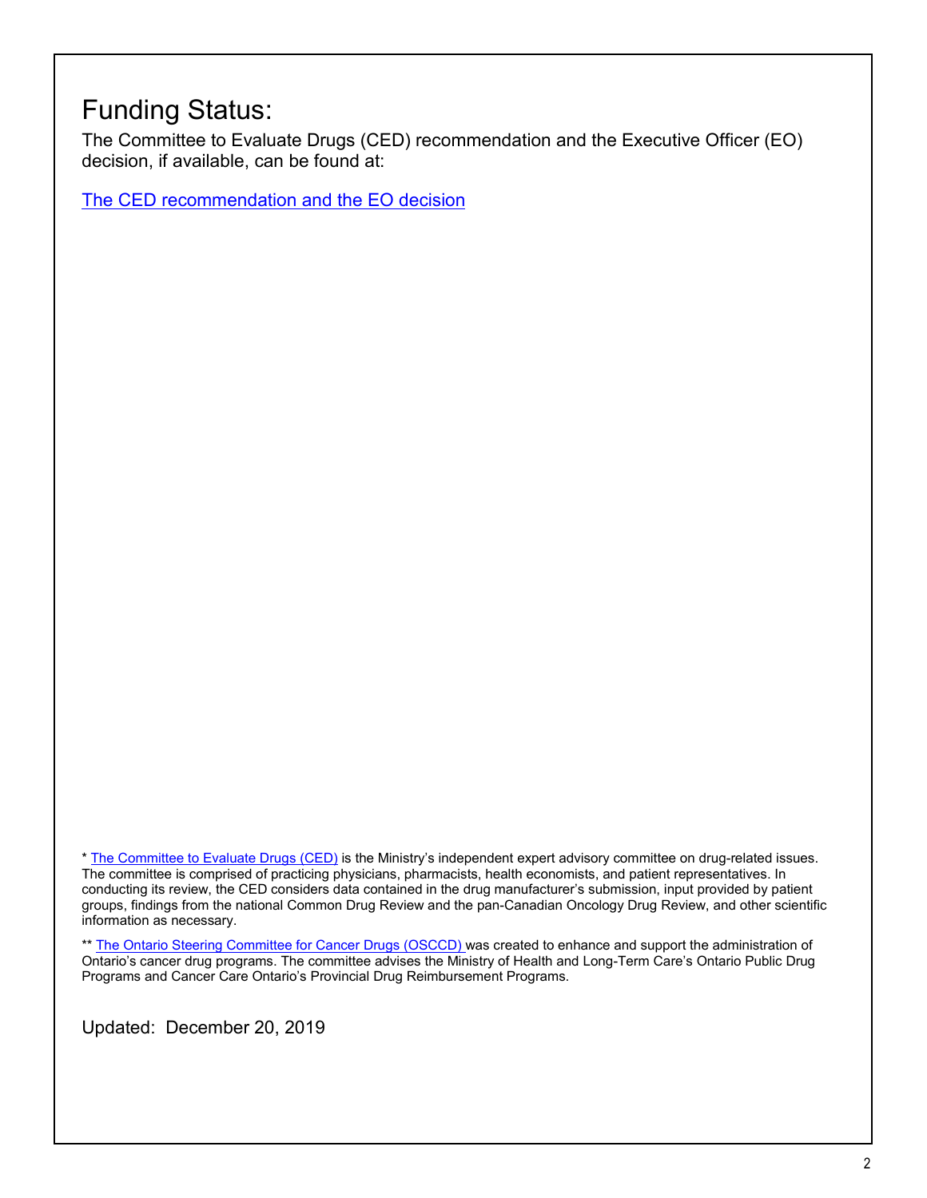## Funding Status:

The Committee to Evaluate Drugs (CED) recommendation and the Executive Officer (EO) decision, if available, can be found at:

The CED recommendation and the EO decision

* The Committee to Evaluate Drugs (CED) is the Ministry's independent expert advisory committee on drug-related issues. The committee is comprised of practicing physicians, pharmacists, health economists, and patient representatives. In conducting its review, the CED considers data contained in the drug manufacturer's submission, input provided by patient groups, findings from the national Common Drug Review and the pan-Canadian Oncology Drug Review, and other scientific information as necessary.

** The Ontario Steering Committee for Cancer Drugs (OSCCD) was created to enhance and support the administration of Ontario's cancer drug programs. The committee advises the Ministry of Health and Long-Term Care's Ontario Public Drug Programs and Cancer Care Ontario's Provincial Drug Reimbursement Programs.

Updated: December 20, 2019